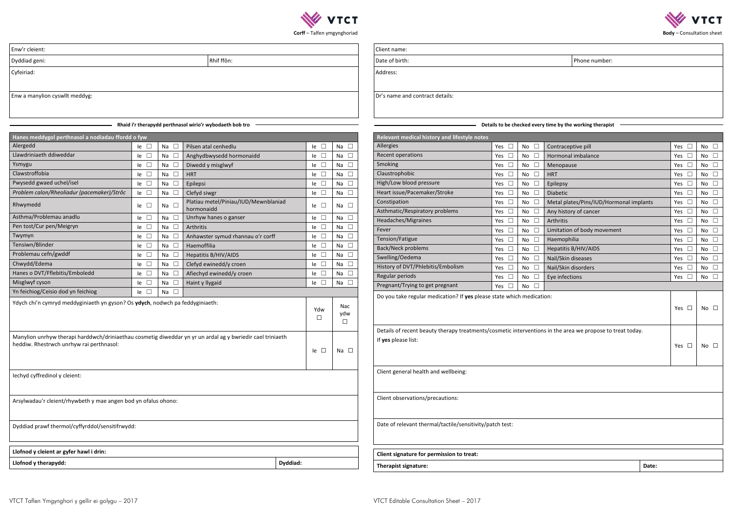**Corff** – Talfen ymgynghoriad

| Enw'r cleient: | |
|---|---|
| Dyddiad geni: | Rhif ffôn: |
| Cyfeiriad: | |
| Enw a manylion cyswllt meddyg: | |

**Rhaid i'r therapydd perthnasol wirio'r wybodaeth bob tro**

| Hanes meddygol perthnasol a nodiadau ffordd o fyw | | | | | |
|---|---|---|---|---|---|
| Alergedd | Ie ☐ | Na ☐ | Pilsen atal cenhedlu | Ie ☐ | Na ☐ |
| Llawdriniaeth ddiweddar | Ie ☐ | Na ☐ | Anghydbwysedd hormonaidd | Ie ☐ | Na ☐ |
| Ysmygu | Ie ☐ | Na ☐ | Diwedd y misglwyf | Ie ☐ | Na ☐ |
| Clawstroffobia | Ie ☐ | Na ☐ | HRT | Ie ☐ | Na ☐ |
| Pwysedd gwaed uchel/isel | Ie ☐ | Na ☐ | Epilepsi | Ie ☐ | Na ☐ |
| *Problem calon/Rheoliadur (pacemaker)/Strôc* | Ie ☐ | Na ☐ | Clefyd siwgr | Ie ☐ | Na ☐ |
| Rhwymedd | Ie ☐ | Na ☐ | Platiau metel/Piniau/IUD/Mewnblaniad hormonaidd | Ie ☐ | Na ☐ |
| Asthma/Problemau anadlu | Ie ☐ | Na ☐ | Unrhyw hanes o ganser | Ie ☐ | Na ☐ |
| Pen tost/Cur pen/Meigryn | Ie ☐ | Na ☐ | Arthritis | Ie ☐ | Na ☐ |
| Twymyn | Ie ☐ | Na ☐ | Anhawster symud rhannau o'r corff | Ie ☐ | Na ☐ |
| Tensiwn/Blinder | Ie ☐ | Na ☐ | Haemoffilia | Ie ☐ | Na ☐ |
| Problemau cefn/gwddf | Ie ☐ | Na ☐ | Hepatitis B/HIV/AIDS | Ie ☐ | Na ☐ |
| Chwydd/Edema | Ie ☐ | Na ☐ | Clefyd ewinedd/y croen | Ie ☐ | Na ☐ |
| Hanes o DVT/Fflebitis/Emboledd | Ie ☐ | Na ☐ | Afiechyd ewinedd/y croen | Ie ☐ | Na ☐ |
| Misglwyf cyson | Ie ☐ | Na ☐ | Haint y llygaid | Ie ☐ | Na ☐ |
| Yn feichiog/Ceisio dod yn feichiog | Ie ☐ | Na ☐ | | | |

| | | |
|---|---|---|
| Ydych chi'n cymryd meddyginiaeth yn gyson? Os **ydych**, nodwch pa feddyginiaeth: | Ydw ☐ | Nac ydw ☐ |
| Manylion unrhyw therapi harddwch/driniaethau cosmetig diweddar yn yr un ardal ag y bwriedir cael triniaeth heddiw. Rhestrwch unrhyw rai perthnasol: | Ie ☐ | Na ☐ |

Iechyd cyffredinol y cleient:

Arsylwadau'r cleient/rhywbeth y mae angen bod yn ofalus ohono:

Dyddiad prawf thermol/cyffyrddol/sensitifrwydd:

| **Llofnod y cleient ar gyfer hawl i drin:** | |
|---|---|
| **Llofnod y therapydd:** | **Dyddiad:** |

VTCT Taflen Ymgynghori y gellir ei golygu – 2017

**Body** – Consultation sheet

| Client name: | |
|---|---|
| Date of birth: | Phone number: |
| Address: | |
| Dr's name and contract details: | |

**Details to be checked every time by the working therapist**

| Relevant medical history and lifestyle notes | | | | | |
|---|---|---|---|---|---|
| Allergies | Yes ☐ | No ☐ | Contraceptive pill | Yes ☐ | No ☐ |
| Recent operations | Yes ☐ | No ☐ | Hormonal imbalance | Yes ☐ | No ☐ |
| Smoking | Yes ☐ | No ☐ | Menopause | Yes ☐ | No ☐ |
| Claustrophobic | Yes ☐ | No ☐ | HRT | Yes ☐ | No ☐ |
| High/Low blood pressure | Yes ☐ | No ☐ | Epilepsy | Yes ☐ | No ☐ |
| Heart issue/Pacemaker/Stroke | Yes ☐ | No ☐ | Diabetic | Yes ☐ | No ☐ |
| Constipation | Yes ☐ | No ☐ | Metal plates/Pins/IUD/Hormonal implants | Yes ☐ | No ☐ |
| Asthmatic/Respiratory problems | Yes ☐ | No ☐ | Any history of cancer | Yes ☐ | No ☐ |
| Headaches/Migraines | Yes ☐ | No ☐ | Arthritis | Yes ☐ | No ☐ |
| Fever | Yes ☐ | No ☐ | Limitation of body movement | Yes ☐ | No ☐ |
| Tension/Fatigue | Yes ☐ | No ☐ | Haemophilia | Yes ☐ | No ☐ |
| Back/Neck problems | Yes ☐ | No ☐ | Hepatitis B/HIV/AIDS | Yes ☐ | No ☐ |
| Swelling/Oedema | Yes ☐ | No ☐ | Nail/Skin diseases | Yes ☐ | No ☐ |
| History of DVT/Phlebitis/Embolism | Yes ☐ | No ☐ | Nail/Skin disorders | Yes ☐ | No ☐ |
| Regular periods | Yes ☐ | No ☐ | Eye infections | Yes ☐ | No ☐ |
| Pregnant/Trying to get pregnant | Yes ☐ | No ☐ | | | |

| | | |
|---|---|---|
| Do you take regular medication? If **yes** please state which medication: | Yes ☐ | No ☐ |
| Details of recent beauty therapy treatments/cosmetic interventions in the area we propose to treat today. If **yes** please list: | Yes ☐ | No ☐ |

Client general health and wellbeing:

Client observations/precautions:

Date of relevant thermal/tactile/sensitivity/patch test:

| **Client signature for permission to treat:** | |
|---|---|
| **Therapist signature:** | **Date:** |

VTCT Editable Consultation Sheet – 2017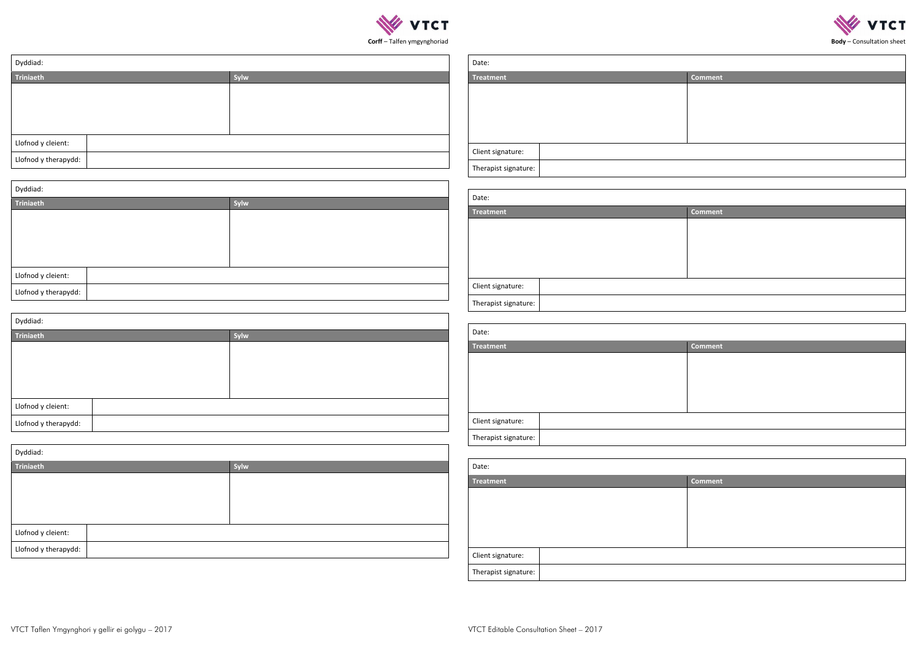**Corff** – Taflen ymgynghoriad

| Dyddiad: | |
|---|---|
| **Triniaeth** | **Sylw** |
| | |
| Llofnod y cleient: | |
| Llofnod y therapydd: | |

| Dyddiad: | |
|---|---|
| **Triniaeth** | **Sylw** |
| | |
| Llofnod y cleient: | |
| Llofnod y therapydd: | |

| Dyddiad: | |
|---|---|
| **Triniaeth** | **Sylw** |
| | |
| Llofnod y cleient: | |
| Llofnod y therapydd: | |

| Dyddiad: | |
|---|---|
| **Triniaeth** | **Sylw** |
| | |
| Llofnod y cleient: | |
| Llofnod y therapydd: | |

VTCT Taflen Ymgynghori y gellir ei golygu – 2017

**Body** – Consultation sheet

| Date: | |
|---|---|
| **Treatment** | **Comment** |
| | |
| Client signature: | |
| Therapist signature: | |

| Date: | |
|---|---|
| **Treatment** | **Comment** |
| | |
| Client signature: | |
| Therapist signature: | |

| Date: | |
|---|---|
| **Treatment** | **Comment** |
| | |
| Client signature: | |
| Therapist signature: | |

| Date: | |
|---|---|
| **Treatment** | **Comment** |
| | |
| Client signature: | |
| Therapist signature: | |

VTCT Editable Consultation Sheet – 2017